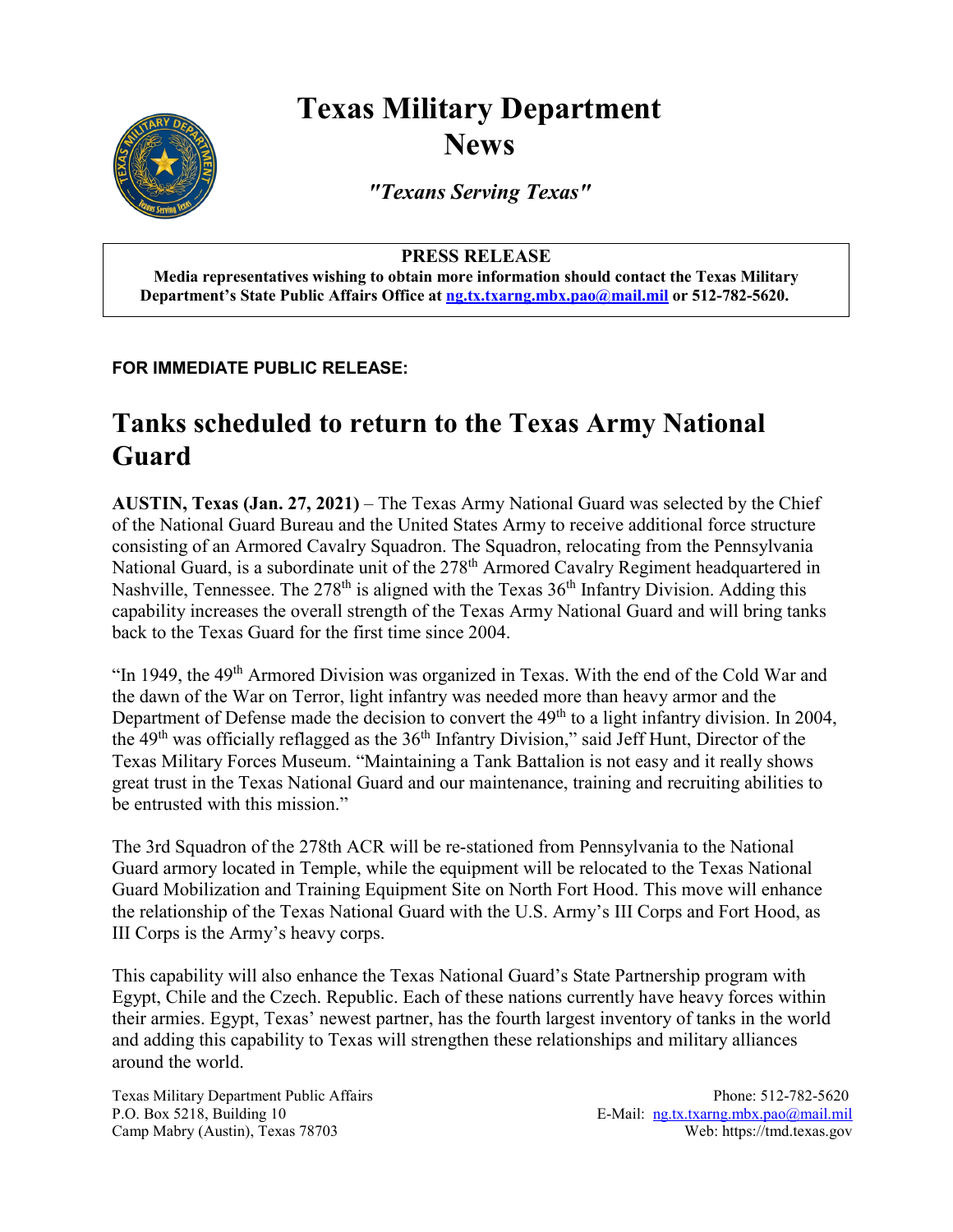# Texas Military Department News

*"Texans Serving Texas"*

**PRESS RELEASE**

**Media representatives wishing to obtain more information should contact the Texas Military Department's State Public Affairs Office at [ng.tx.txarng.mbx.pao@mail.mil](mailto:ng.tx.txarng.mbx.pao@mail.mil) or 512-782-5620.**

**FOR IMMEDIATE PUBLIC RELEASE:**

## Tanks scheduled to return to the Texas Army National Guard

**AUSTIN, Texas (Jan. 27, 2021)** – The Texas Army National Guard was selected by the Chief of the National Guard Bureau and the United States Army to receive additional force structure consisting of an Armored Cavalry Squadron. The Squadron, relocating from the Pennsylvania National Guard, is a subordinate unit of the 278th Armored Cavalry Regiment headquartered in Nashville, Tennessee. The 278th is aligned with the Texas 36th Infantry Division. Adding this capability increases the overall strength of the Texas Army National Guard and will bring tanks back to the Texas Guard for the first time since 2004.

"In 1949, the 49th Armored Division was organized in Texas. With the end of the Cold War and the dawn of the War on Terror, light infantry was needed more than heavy armor and the Department of Defense made the decision to convert the 49th to a light infantry division. In 2004, the 49th was officially reflagged as the 36th Infantry Division," said Jeff Hunt, Director of the Texas Military Forces Museum. "Maintaining a Tank Battalion is not easy and it really shows great trust in the Texas National Guard and our maintenance, training and recruiting abilities to be entrusted with this mission."

The 3rd Squadron of the 278th ACR will be re-stationed from Pennsylvania to the National Guard armory located in Temple, while the equipment will be relocated to the Texas National Guard Mobilization and Training Equipment Site on North Fort Hood. This move will enhance the relationship of the Texas National Guard with the U.S. Army's III Corps and Fort Hood, as III Corps is the Army's heavy corps.

This capability will also enhance the Texas National Guard's State Partnership program with Egypt, Chile and the Czech. Republic. Each of these nations currently have heavy forces within their armies. Egypt, Texas' newest partner, has the fourth largest inventory of tanks in the world and adding this capability to Texas will strengthen these relationships and military alliances around the world.

Texas Military Department Public Affairs
P.O. Box 5218, Building 10
Camp Mabry (Austin), Texas 78703

Phone: 512-782-5620
E-Mail: [ng.tx.txarng.mbx.pao@mail.mil](mailto:ng.tx.txarng.mbx.pao@mail.mil)
Web: https://tmd.texas.gov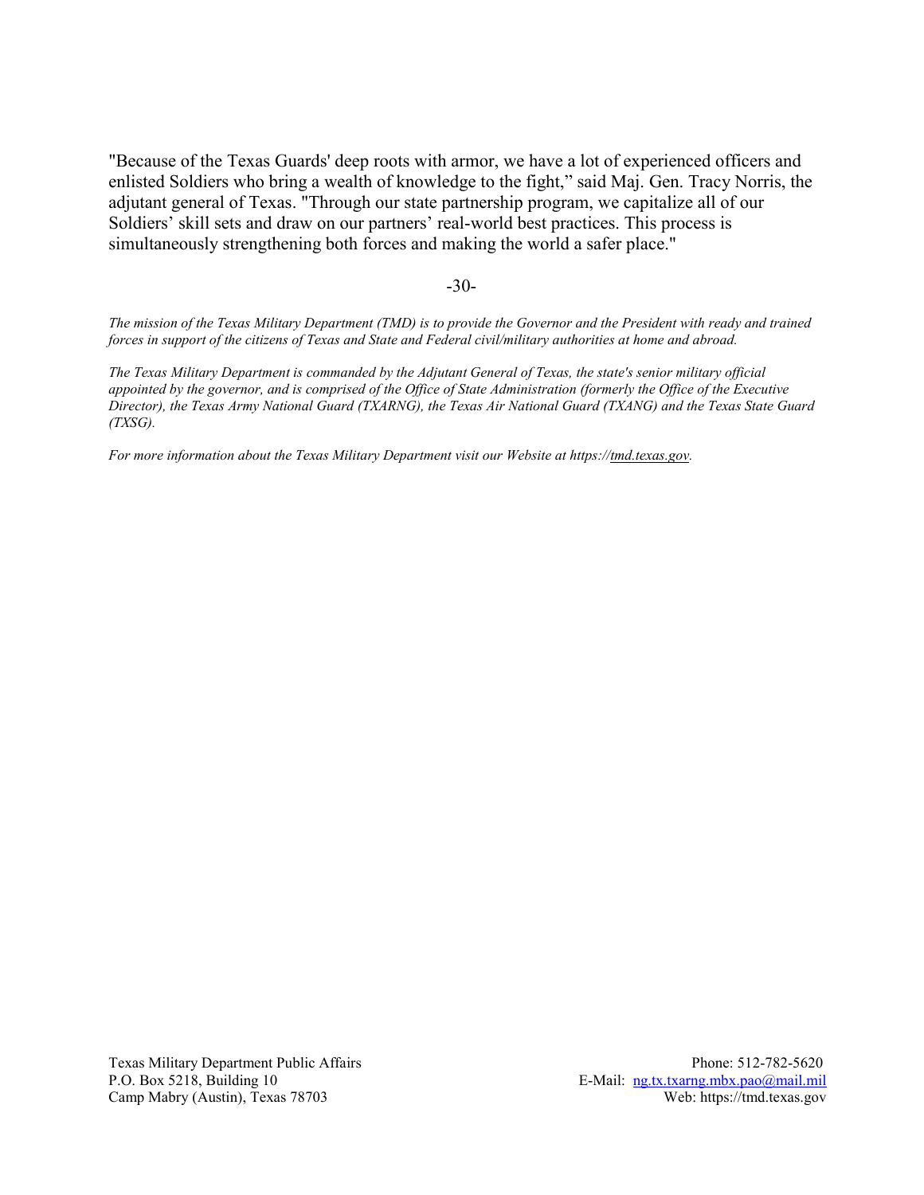"Because of the Texas Guards' deep roots with armor, we have a lot of experienced officers and enlisted Soldiers who bring a wealth of knowledge to the fight," said Maj. Gen. Tracy Norris, the adjutant general of Texas. "Through our state partnership program, we capitalize all of our Soldiers' skill sets and draw on our partners' real-world best practices. This process is simultaneously strengthening both forces and making the world a safer place."

-30-

*The mission of the Texas Military Department (TMD) is to provide the Governor and the President with ready and trained forces in support of the citizens of Texas and State and Federal civil/military authorities at home and abroad.*

*The Texas Military Department is commanded by the Adjutant General of Texas, the state's senior military official appointed by the governor, and is comprised of the Office of State Administration (formerly the Office of the Executive Director), the Texas Army National Guard (TXARNG), the Texas Air National Guard (TXANG) and the Texas State Guard (TXSG).*

*For more information about the Texas Military Department visit our Website at https://tmd.texas.gov.*

Texas Military Department Public Affairs
P.O. Box 5218, Building 10
Camp Mabry (Austin), Texas 78703

Phone: 512-782-5620
E-Mail: ng.tx.txarng.mbx.pao@mail.mil
Web: https://tmd.texas.gov